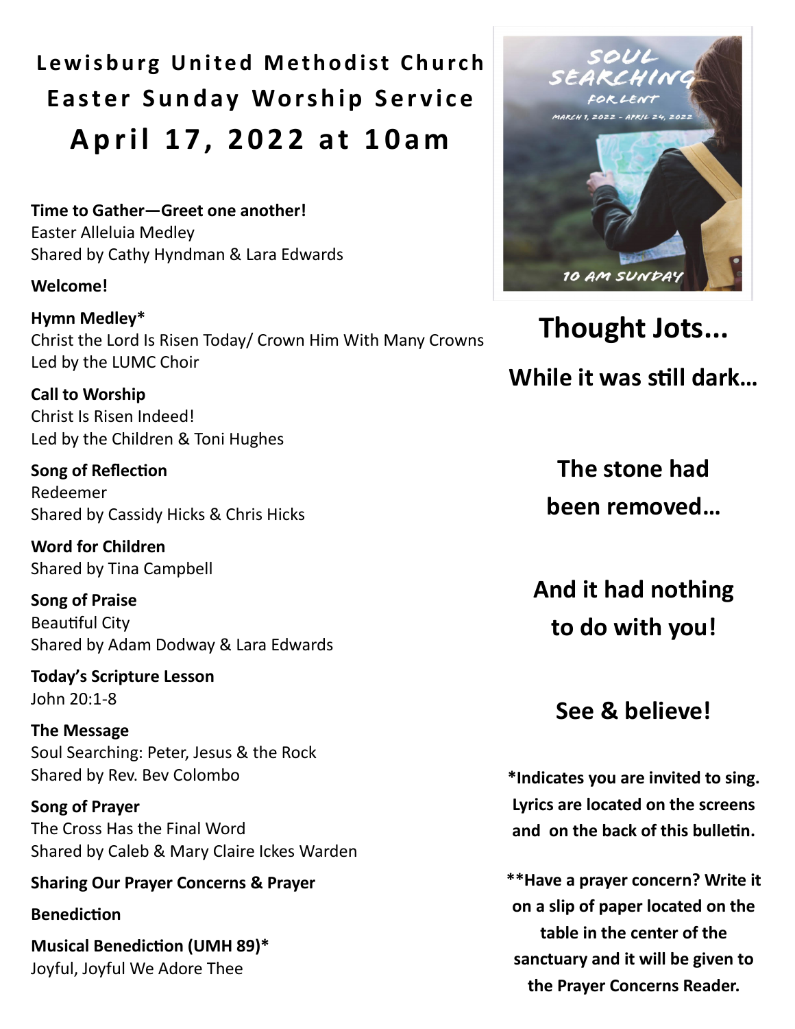# Lewisburg United Methodist Church
# Easter Sunday Worship Service
# April 17, 2022 at 10am

**Time to Gather—Greet one another!**
Easter Alleluia Medley
Shared by Cathy Hyndman & Lara Edwards

**Welcome!**

**Hymn Medley***
Christ the Lord Is Risen Today/ Crown Him With Many Crowns
Led by the LUMC Choir

**Call to Worship**
Christ Is Risen Indeed!
Led by the Children & Toni Hughes

**Song of Reflection**
Redeemer
Shared by Cassidy Hicks & Chris Hicks

**Word for Children**
Shared by Tina Campbell

**Song of Praise**
Beautiful City
Shared by Adam Dodway & Lara Edwards

**Today's Scripture Lesson**
John 20:1-8

**The Message**
Soul Searching: Peter, Jesus & the Rock
Shared by Rev. Bev Colombo

**Song of Prayer**
The Cross Has the Final Word
Shared by Caleb & Mary Claire Ickes Warden

**Sharing Our Prayer Concerns & Prayer**

**Benediction**

**Musical Benediction (UMH 89)***
Joyful, Joyful We Adore Thee

SOUL SEARCHING FOR LENT
MARCH 1, 2022 - APRIL 24, 2022
10 AM SUNDAY

## Thought Jots...

### While it was still dark…

### The stone had been removed…

### And it had nothing to do with you!

### See & believe!

***Indicates you are invited to sing. Lyrics are located on the screens and on the back of this bulletin.**

****Have a prayer concern? Write it on a slip of paper located on the table in the center of the sanctuary and it will be given to the Prayer Concerns Reader.**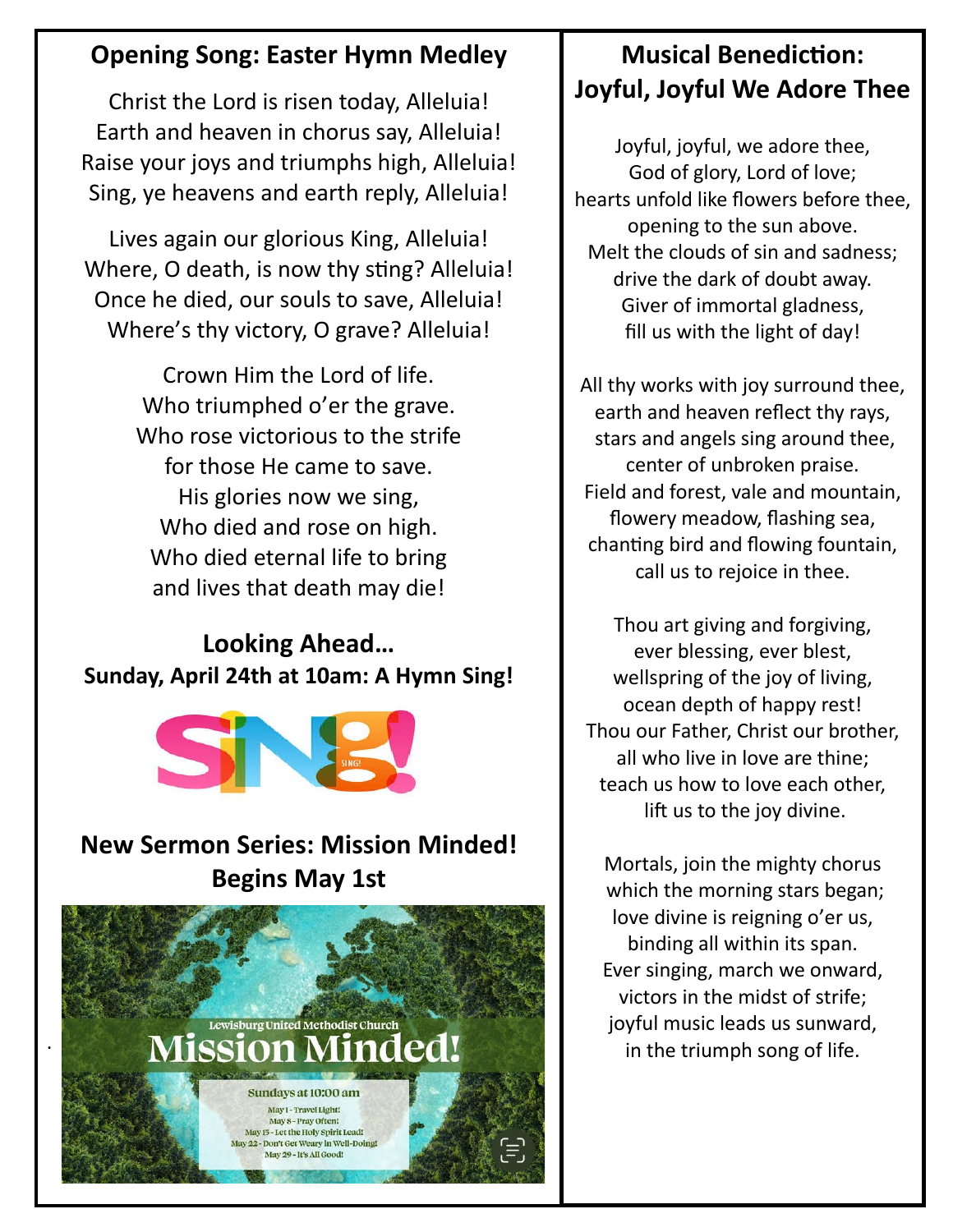## Opening Song: Easter Hymn Medley

Christ the Lord is risen today, Alleluia!
Earth and heaven in chorus say, Alleluia!
Raise your joys and triumphs high, Alleluia!
Sing, ye heavens and earth reply, Alleluia!

Lives again our glorious King, Alleluia!
Where, O death, is now thy sting? Alleluia!
Once he died, our souls to save, Alleluia!
Where's thy victory, O grave? Alleluia!

Crown Him the Lord of life.
Who triumphed o'er the grave.
Who rose victorious to the strife
for those He came to save.
His glories now we sing,
Who died and rose on high.
Who died eternal life to bring
and lives that death may die!

## Looking Ahead…
**Sunday, April 24th at 10am: A Hymn Sing!**

SING!

## New Sermon Series: Mission Minded!
**Begins May 1st**

Lewisburg United Methodist Church
Mission Minded!
Sundays at 10:00 am
May 1 - Travel Light!
May 8 - Pray Often!
May 15 - Let the Holy Spirit Lead!
May 22 - Don't Get Weary in Well-Doing!
May 29 - It's All Good!

## Musical Benediction: Joyful, Joyful We Adore Thee

Joyful, joyful, we adore thee,
God of glory, Lord of love;
hearts unfold like flowers before thee,
opening to the sun above.
Melt the clouds of sin and sadness;
drive the dark of doubt away.
Giver of immortal gladness,
fill us with the light of day!

All thy works with joy surround thee,
earth and heaven reflect thy rays,
stars and angels sing around thee,
center of unbroken praise.
Field and forest, vale and mountain,
flowery meadow, flashing sea,
chanting bird and flowing fountain,
call us to rejoice in thee.

Thou art giving and forgiving,
ever blessing, ever blest,
wellspring of the joy of living,
ocean depth of happy rest!
Thou our Father, Christ our brother,
all who live in love are thine;
teach us how to love each other,
lift us to the joy divine.

Mortals, join the mighty chorus
which the morning stars began;
love divine is reigning o'er us,
binding all within its span.
Ever singing, march we onward,
victors in the midst of strife;
joyful music leads us sunward,
in the triumph song of life.